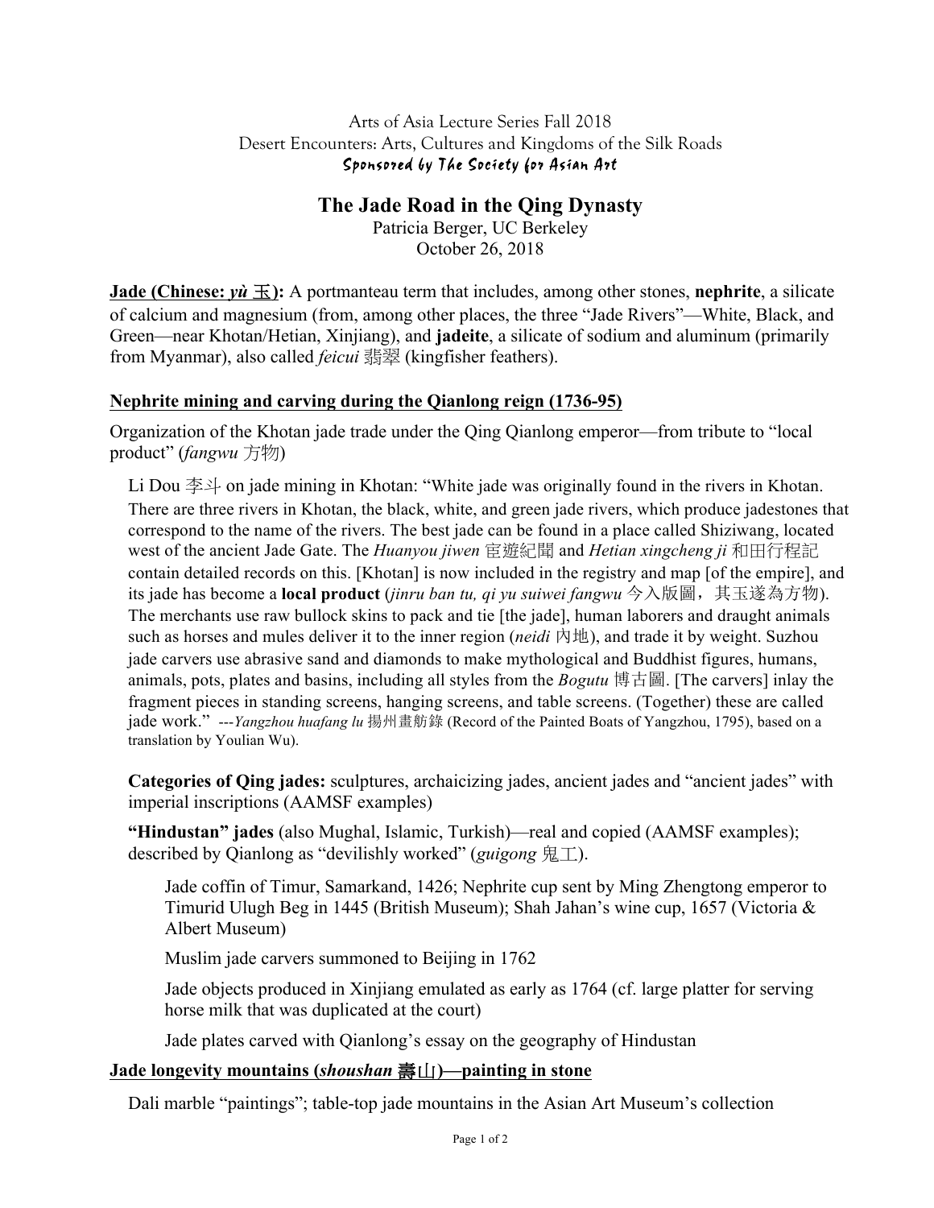Arts of Asia Lecture Series Fall 2018

Desert Encounters: Arts, Cultures and Kingdoms of the Silk Roads

Sponsored by The Society for Asian Art

# The Jade Road in the Qing Dynasty

Patricia Berger, UC Berkeley

October 26, 2018

**Jade (Chinese: *yù* 玉):** A portmanteau term that includes, among other stones, **nephrite**, a silicate of calcium and magnesium (from, among other places, the three "Jade Rivers"—White, Black, and Green—near Khotan/Hetian, Xinjiang), and **jadeite**, a silicate of sodium and aluminum (primarily from Myanmar), also called *feicui* 翡翠 (kingfisher feathers).

## Nephrite mining and carving during the Qianlong reign (1736-95)

Organization of the Khotan jade trade under the Qing Qianlong emperor—from tribute to "local product" (*fangwu* 方物)

> Li Dou 李斗 on jade mining in Khotan: "White jade was originally found in the rivers in Khotan. There are three rivers in Khotan, the black, white, and green jade rivers, which produce jadestones that correspond to the name of the rivers. The best jade can be found in a place called Shiziwang, located west of the ancient Jade Gate. The *Huanyou jiwen* 宦遊紀聞 and *Hetian xingcheng ji* 和田行程記 contain detailed records on this. [Khotan] is now included in the registry and map [of the empire], and its jade has become a **local product** (*jinru ban tu, qi yu suiwei fangwu* 今入版圖，其玉遂為方物). The merchants use raw bullock skins to pack and tie [the jade], human laborers and draught animals such as horses and mules deliver it to the inner region (*neidi* 内地), and trade it by weight. Suzhou jade carvers use abrasive sand and diamonds to make mythological and Buddhist figures, humans, animals, pots, plates and basins, including all styles from the *Bogutu* 博古圖. [The carvers] inlay the fragment pieces in standing screens, hanging screens, and table screens. (Together) these are called jade work." ---*Yangzhou huafang lu* 揚州畫舫錄 (Record of the Painted Boats of Yangzhou, 1795), based on a translation by Youlian Wu).

**Categories of Qing jades:** sculptures, archaicizing jades, ancient jades and "ancient jades" with imperial inscriptions (AAMSF examples)

**"Hindustan" jades** (also Mughal, Islamic, Turkish)—real and copied (AAMSF examples); described by Qianlong as "devilishly worked" (*guigong* 鬼工).

- Jade coffin of Timur, Samarkand, 1426; Nephrite cup sent by Ming Zhengtong emperor to Timurid Ulugh Beg in 1445 (British Museum); Shah Jahan's wine cup, 1657 (Victoria & Albert Museum)
- Muslim jade carvers summoned to Beijing in 1762
- Jade objects produced in Xinjiang emulated as early as 1764 (cf. large platter for serving horse milk that was duplicated at the court)
- Jade plates carved with Qianlong's essay on the geography of Hindustan

## Jade longevity mountains (*shoushan* 壽山)—painting in stone

Dali marble "paintings"; table-top jade mountains in the Asian Art Museum's collection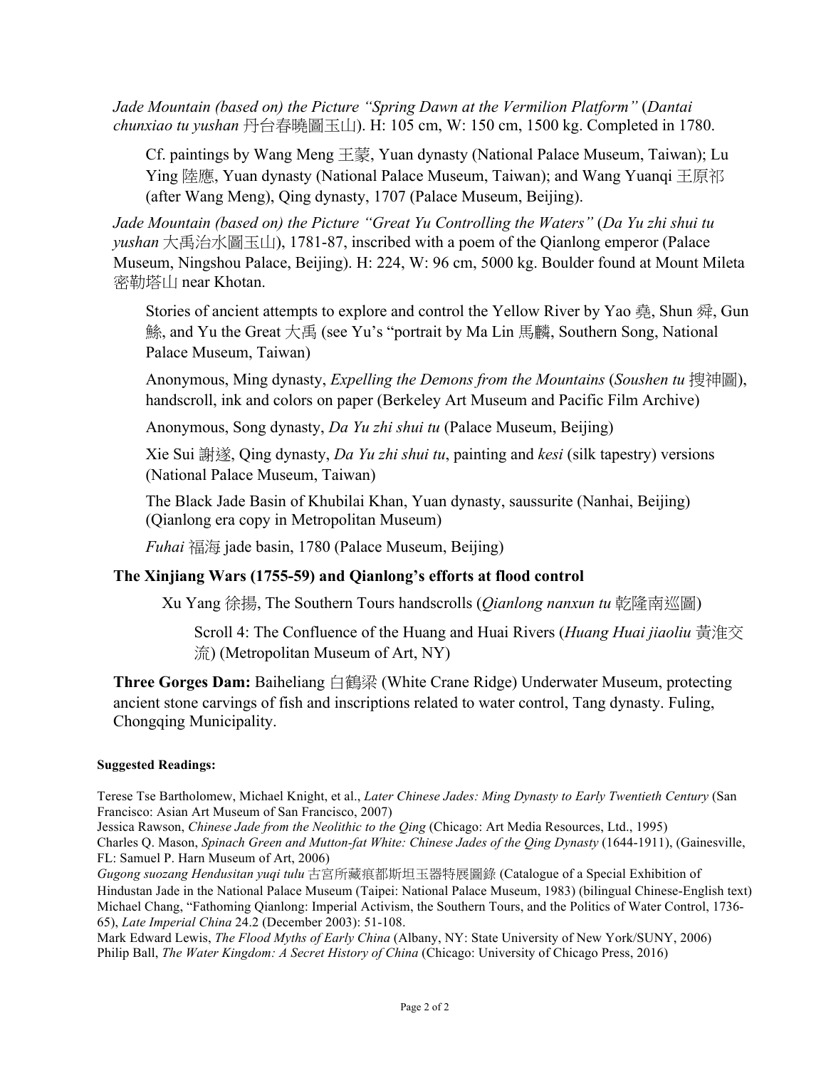*Jade Mountain (based on) the Picture "Spring Dawn at the Vermilion Platform"* (*Dantai chunxiao tu yushan* 丹台春曉圖玉山). H: 105 cm, W: 150 cm, 1500 kg. Completed in 1780.

> Cf. paintings by Wang Meng 王蒙, Yuan dynasty (National Palace Museum, Taiwan); Lu Ying 陸應, Yuan dynasty (National Palace Museum, Taiwan); and Wang Yuanqi 王原祁 (after Wang Meng), Qing dynasty, 1707 (Palace Museum, Beijing).

*Jade Mountain (based on) the Picture "Great Yu Controlling the Waters"* (*Da Yu zhi shui tu yushan* 大禹治水圖玉山), 1781-87, inscribed with a poem of the Qianlong emperor (Palace Museum, Ningshou Palace, Beijing). H: 224, W: 96 cm, 5000 kg. Boulder found at Mount Mileta 密勒塔山 near Khotan.

> Stories of ancient attempts to explore and control the Yellow River by Yao 堯, Shun 舜, Gun 鯀, and Yu the Great 大禹 (see Yu's "portrait by Ma Lin 馬麟, Southern Song, National Palace Museum, Taiwan)
>
> Anonymous, Ming dynasty, *Expelling the Demons from the Mountains* (*Soushen tu* 搜神圖), handscroll, ink and colors on paper (Berkeley Art Museum and Pacific Film Archive)
>
> Anonymous, Song dynasty, *Da Yu zhi shui tu* (Palace Museum, Beijing)
>
> Xie Sui 謝遂, Qing dynasty, *Da Yu zhi shui tu*, painting and *kesi* (silk tapestry) versions (National Palace Museum, Taiwan)
>
> The Black Jade Basin of Khubilai Khan, Yuan dynasty, saussurite (Nanhai, Beijing) (Qianlong era copy in Metropolitan Museum)
>
> *Fuhai* 福海 jade basin, 1780 (Palace Museum, Beijing)

**The Xinjiang Wars (1755-59) and Qianlong's efforts at flood control**

> Xu Yang 徐揚, The Southern Tours handscrolls (*Qianlong nanxun tu* 乾隆南巡圖)
>
> > Scroll 4: The Confluence of the Huang and Huai Rivers (*Huang Huai jiaoliu* 黃淮交流) (Metropolitan Museum of Art, NY)

**Three Gorges Dam:** Baiheliang 白鶴梁 (White Crane Ridge) Underwater Museum, protecting ancient stone carvings of fish and inscriptions related to water control, Tang dynasty. Fuling, Chongqing Municipality.

**Suggested Readings:**

Terese Tse Bartholomew, Michael Knight, et al., *Later Chinese Jades: Ming Dynasty to Early Twentieth Century* (San Francisco: Asian Art Museum of San Francisco, 2007)
Jessica Rawson, *Chinese Jade from the Neolithic to the Qing* (Chicago: Art Media Resources, Ltd., 1995)
Charles Q. Mason, *Spinach Green and Mutton-fat White: Chinese Jades of the Qing Dynasty* (1644-1911), (Gainesville, FL: Samuel P. Harn Museum of Art, 2006)
*Gugong suozang Hendusitan yuqi tulu* 古宮所藏痕都斯坦玉器特展圖錄 (Catalogue of a Special Exhibition of Hindustan Jade in the National Palace Museum (Taipei: National Palace Museum, 1983) (bilingual Chinese-English text)
Michael Chang, "Fathoming Qianlong: Imperial Activism, the Southern Tours, and the Politics of Water Control, 1736-65), *Late Imperial China* 24.2 (December 2003): 51-108.
Mark Edward Lewis, *The Flood Myths of Early China* (Albany, NY: State University of New York/SUNY, 2006)
Philip Ball, *The Water Kingdom: A Secret History of China* (Chicago: University of Chicago Press, 2016)